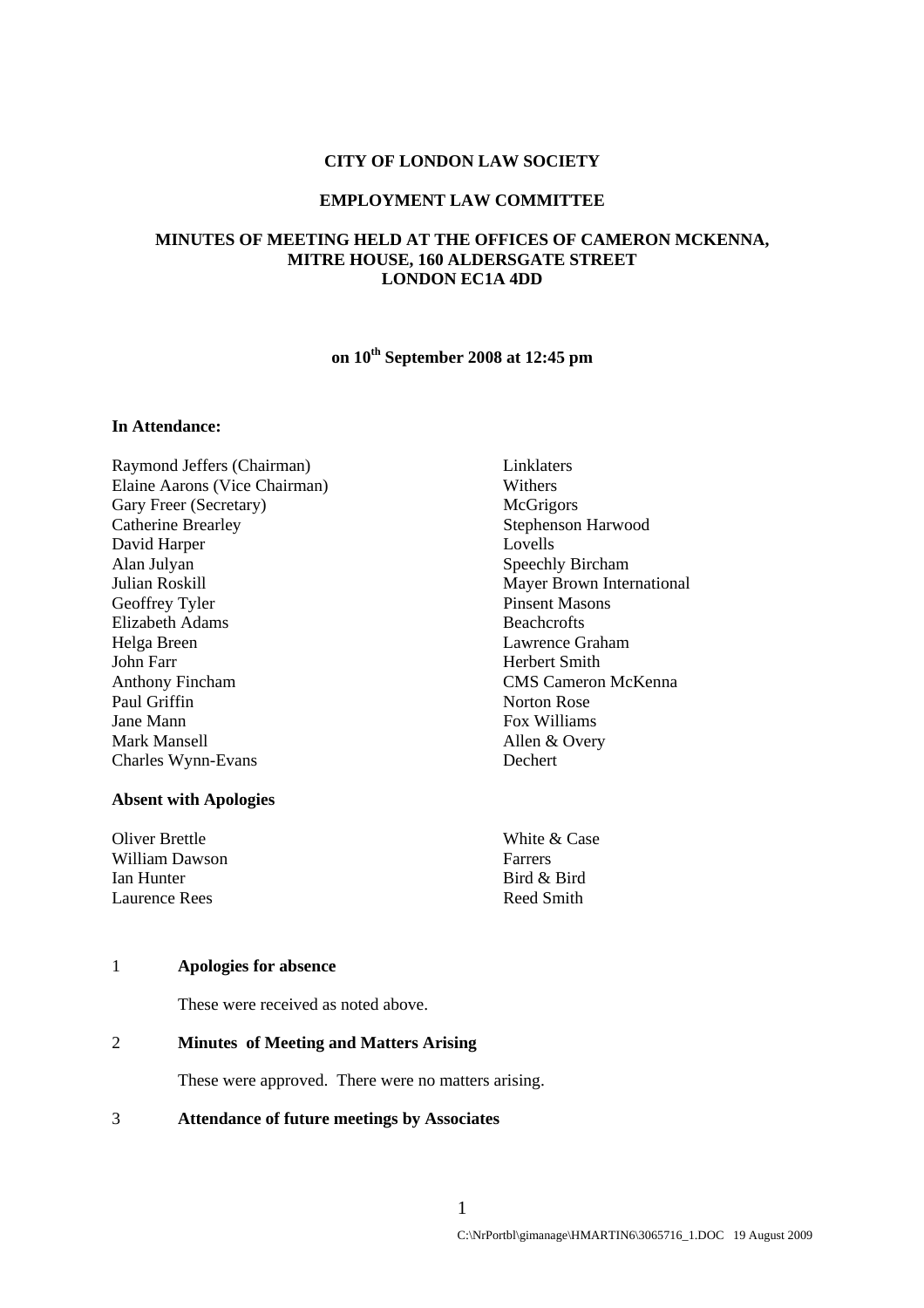**CITY OF LONDON LAW SOCIETY**

**EMPLOYMENT LAW COMMITTEE**

**MINUTES OF MEETING HELD AT THE OFFICES OF CAMERON MCKENNA, MITRE HOUSE, 160 ALDERSGATE STREET LONDON EC1A 4DD**

**on 10th September 2008 at 12:45 pm**

**In Attendance:**

| | |
|---|---|
| Raymond Jeffers (Chairman) | Linklaters |
| Elaine Aarons (Vice Chairman) | Withers |
| Gary Freer (Secretary) | McGrigors |
| Catherine Brearley | Stephenson Harwood |
| David Harper | Lovells |
| Alan Julyan | Speechly Bircham |
| Julian Roskill | Mayer Brown International |
| Geoffrey Tyler | Pinsent Masons |
| Elizabeth Adams | Beachcrofts |
| Helga Breen | Lawrence Graham |
| John Farr | Herbert Smith |
| Anthony Fincham | CMS Cameron McKenna |
| Paul Griffin | Norton Rose |
| Jane Mann | Fox Williams |
| Mark Mansell | Allen & Overy |
| Charles Wynn-Evans | Dechert |

**Absent with Apologies**

| | |
|---|---|
| Oliver Brettle | White & Case |
| William Dawson | Farrers |
| Ian Hunter | Bird & Bird |
| Laurence Rees | Reed Smith |

1 **Apologies for absence**

These were received as noted above.

2 **Minutes of Meeting and Matters Arising**

These were approved. There were no matters arising.

3 **Attendance of future meetings by Associates**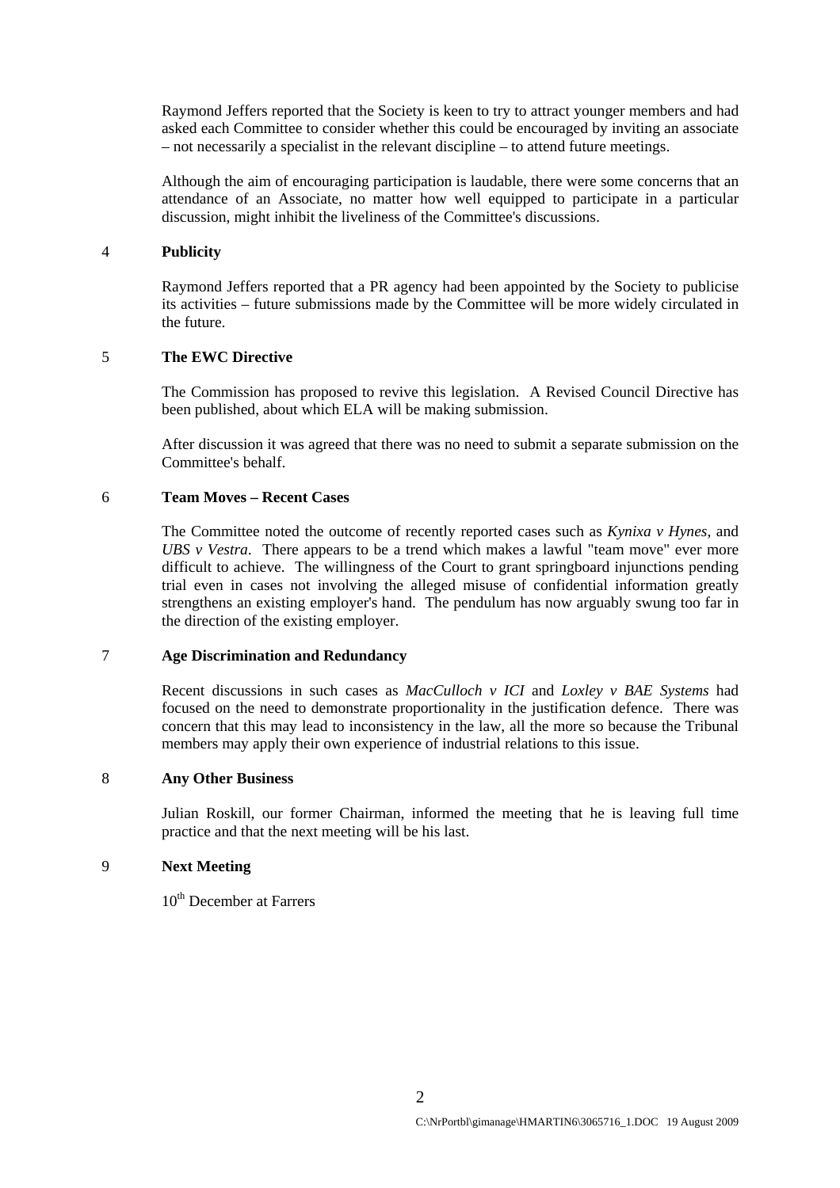Raymond Jeffers reported that the Society is keen to try to attract younger members and had asked each Committee to consider whether this could be encouraged by inviting an associate – not necessarily a specialist in the relevant discipline – to attend future meetings.

Although the aim of encouraging participation is laudable, there were some concerns that an attendance of an Associate, no matter how well equipped to participate in a particular discussion, might inhibit the liveliness of the Committee's discussions.

## 4 **Publicity**

Raymond Jeffers reported that a PR agency had been appointed by the Society to publicise its activities – future submissions made by the Committee will be more widely circulated in the future.

## 5 **The EWC Directive**

The Commission has proposed to revive this legislation. A Revised Council Directive has been published, about which ELA will be making submission.

After discussion it was agreed that there was no need to submit a separate submission on the Committee's behalf.

## 6 **Team Moves – Recent Cases**

The Committee noted the outcome of recently reported cases such as *Kynixa v Hynes*, and *UBS v Vestra*. There appears to be a trend which makes a lawful "team move" ever more difficult to achieve. The willingness of the Court to grant springboard injunctions pending trial even in cases not involving the alleged misuse of confidential information greatly strengthens an existing employer's hand. The pendulum has now arguably swung too far in the direction of the existing employer.

## 7 **Age Discrimination and Redundancy**

Recent discussions in such cases as *MacCulloch v ICI* and *Loxley v BAE Systems* had focused on the need to demonstrate proportionality in the justification defence. There was concern that this may lead to inconsistency in the law, all the more so because the Tribunal members may apply their own experience of industrial relations to this issue.

## 8 **Any Other Business**

Julian Roskill, our former Chairman, informed the meeting that he is leaving full time practice and that the next meeting will be his last.

## 9 **Next Meeting**

10th December at Farrers

C:\NrPortbl\gimanage\HMARTIN6\3065716_1.DOC 19 August 2009